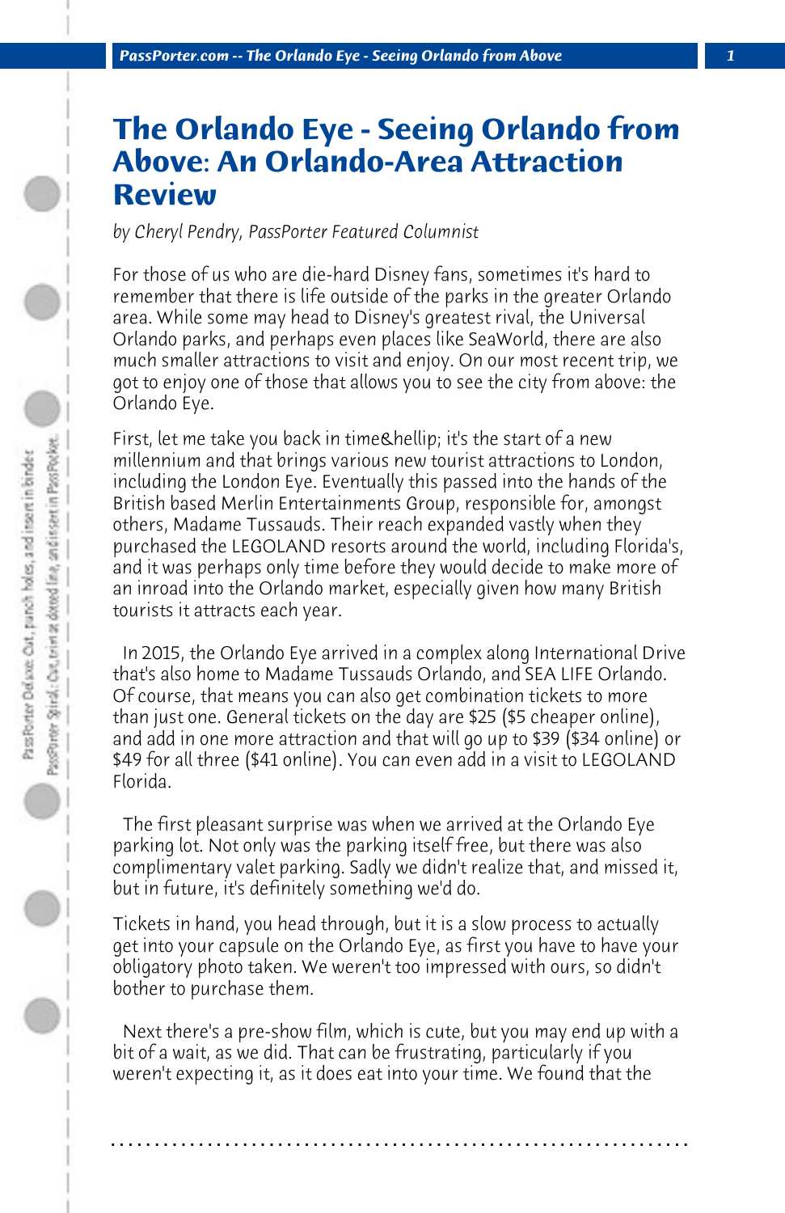# The Orlando Eye - Seeing Orlando from Above: An Orlando-Area Attraction Review

*by Cheryl Pendry, PassPorter Featured Columnist*

For those of us who are die-hard Disney fans, sometimes it's hard to remember that there is life outside of the parks in the greater Orlando area. While some may head to Disney's greatest rival, the Universal Orlando parks, and perhaps even places like SeaWorld, there are also much smaller attractions to visit and enjoy. On our most recent trip, we got to enjoy one of those that allows you to see the city from above: the Orlando Eye.

First, let me take you back in time&hellip; it's the start of a new millennium and that brings various new tourist attractions to London, including the London Eye. Eventually this passed into the hands of the British based Merlin Entertainments Group, responsible for, amongst others, Madame Tussauds. Their reach expanded vastly when they purchased the LEGOLAND resorts around the world, including Florida's, and it was perhaps only time before they would decide to make more of an inroad into the Orlando market, especially given how many British tourists it attracts each year.

In 2015, the Orlando Eye arrived in a complex along International Drive that's also home to Madame Tussauds Orlando, and SEA LIFE Orlando. Of course, that means you can also get combination tickets to more than just one. General tickets on the day are $25 ($5 cheaper online), and add in one more attraction and that will go up to $39 ($34 online) or $49 for all three ($41 online). You can even add in a visit to LEGOLAND Florida.

The first pleasant surprise was when we arrived at the Orlando Eye parking lot. Not only was the parking itself free, but there was also complimentary valet parking. Sadly we didn't realize that, and missed it, but in future, it's definitely something we'd do.

Tickets in hand, you head through, but it is a slow process to actually get into your capsule on the Orlando Eye, as first you have to have your obligatory photo taken. We weren't too impressed with ours, so didn't bother to purchase them.

Next there's a pre-show film, which is cute, but you may end up with a bit of a wait, as we did. That can be frustrating, particularly if you weren't expecting it, as it does eat into your time. We found that the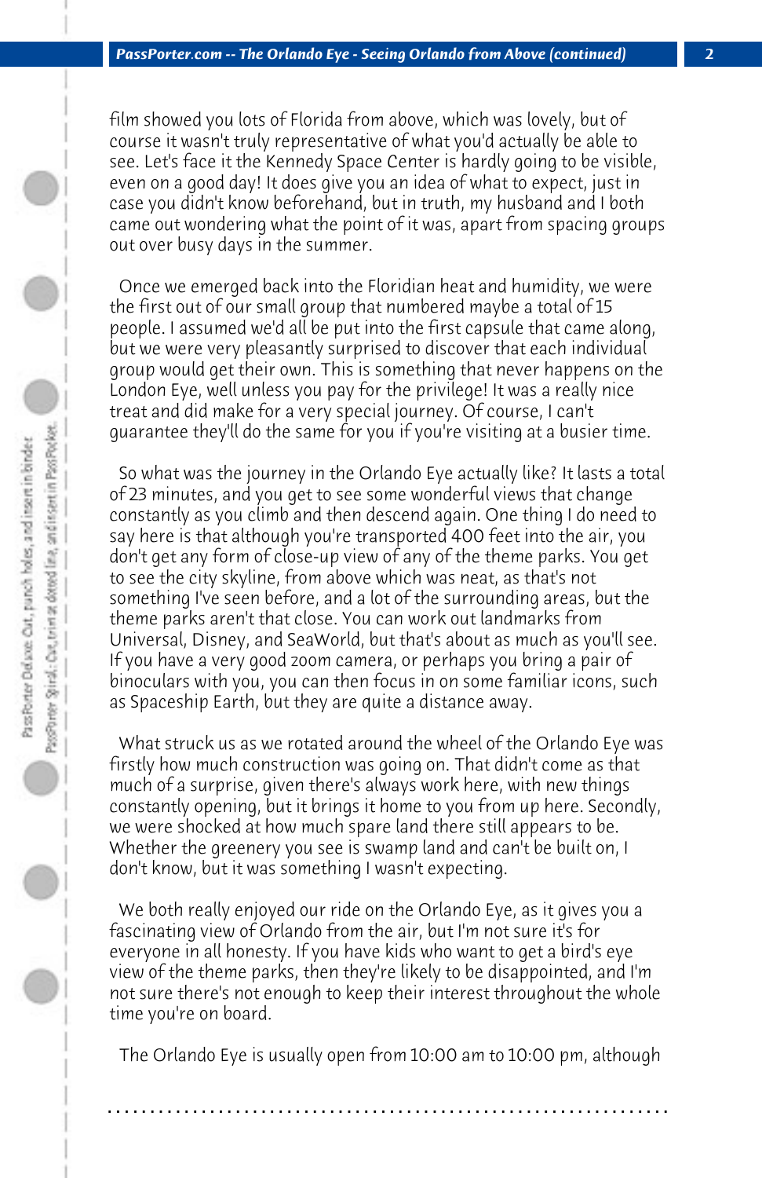film showed you lots of Florida from above, which was lovely, but of course it wasn't truly representative of what you'd actually be able to see. Let's face it the Kennedy Space Center is hardly going to be visible, even on a good day! It does give you an idea of what to expect, just in case you didn't know beforehand, but in truth, my husband and I both came out wondering what the point of it was, apart from spacing groups out over busy days in the summer.

Once we emerged back into the Floridian heat and humidity, we were the first out of our small group that numbered maybe a total of 15 people. I assumed we'd all be put into the first capsule that came along, but we were very pleasantly surprised to discover that each individual group would get their own. This is something that never happens on the London Eye, well unless you pay for the privilege! It was a really nice treat and did make for a very special journey. Of course, I can't guarantee they'll do the same for you if you're visiting at a busier time.

So what was the journey in the Orlando Eye actually like? It lasts a total of 23 minutes, and you get to see some wonderful views that change constantly as you climb and then descend again. One thing I do need to say here is that although you're transported 400 feet into the air, you don't get any form of close-up view of any of the theme parks. You get to see the city skyline, from above which was neat, as that's not something I've seen before, and a lot of the surrounding areas, but the theme parks aren't that close. You can work out landmarks from Universal, Disney, and SeaWorld, but that's about as much as you'll see. If you have a very good zoom camera, or perhaps you bring a pair of binoculars with you, you can then focus in on some familiar icons, such as Spaceship Earth, but they are quite a distance away.

What struck us as we rotated around the wheel of the Orlando Eye was firstly how much construction was going on. That didn't come as that much of a surprise, given there's always work here, with new things constantly opening, but it brings it home to you from up here. Secondly, we were shocked at how much spare land there still appears to be. Whether the greenery you see is swamp land and can't be built on, I don't know, but it was something I wasn't expecting.

We both really enjoyed our ride on the Orlando Eye, as it gives you a fascinating view of Orlando from the air, but I'm not sure it's for everyone in all honesty. If you have kids who want to get a bird's eye view of the theme parks, then they're likely to be disappointed, and I'm not sure there's not enough to keep their interest throughout the whole time you're on board.

The Orlando Eye is usually open from 10:00 am to 10:00 pm, although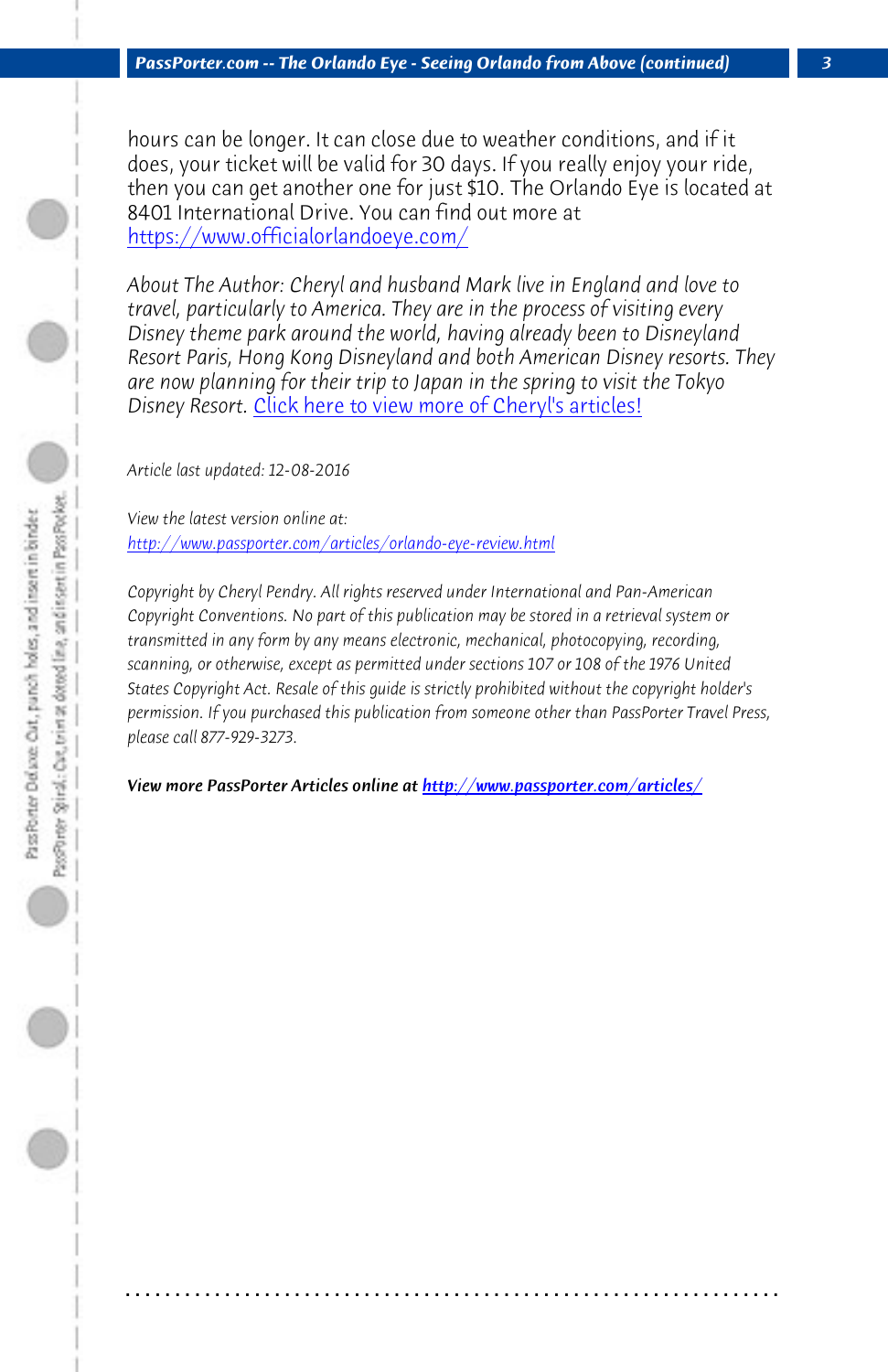hours can be longer. It can close due to weather conditions, and if it does, your ticket will be valid for 30 days. If you really enjoy your ride, then you can get another one for just $10. The Orlando Eye is located at 8401 International Drive. You can find out more at https://www.officialorlandoeye.com/

*About The Author: Cheryl and husband Mark live in England and love to travel, particularly to America. They are in the process of visiting every Disney theme park around the world, having already been to Disneyland Resort Paris, Hong Kong Disneyland and both American Disney resorts. They are now planning for their trip to Japan in the spring to visit the Tokyo Disney Resort.* Click here to view more of Cheryl's articles!

*Article last updated: 12-08-2016*

*View the latest version online at: http://www.passporter.com/articles/orlando-eye-review.html*

*Copyright by Cheryl Pendry. All rights reserved under International and Pan-American Copyright Conventions. No part of this publication may be stored in a retrieval system or transmitted in any form by any means electronic, mechanical, photocopying, recording, scanning, or otherwise, except as permitted under sections 107 or 108 of the 1976 United States Copyright Act. Resale of this guide is strictly prohibited without the copyright holder's permission. If you purchased this publication from someone other than PassPorter Travel Press, please call 877-929-3273.*

***View more PassPorter Articles online at http://www.passporter.com/articles/***